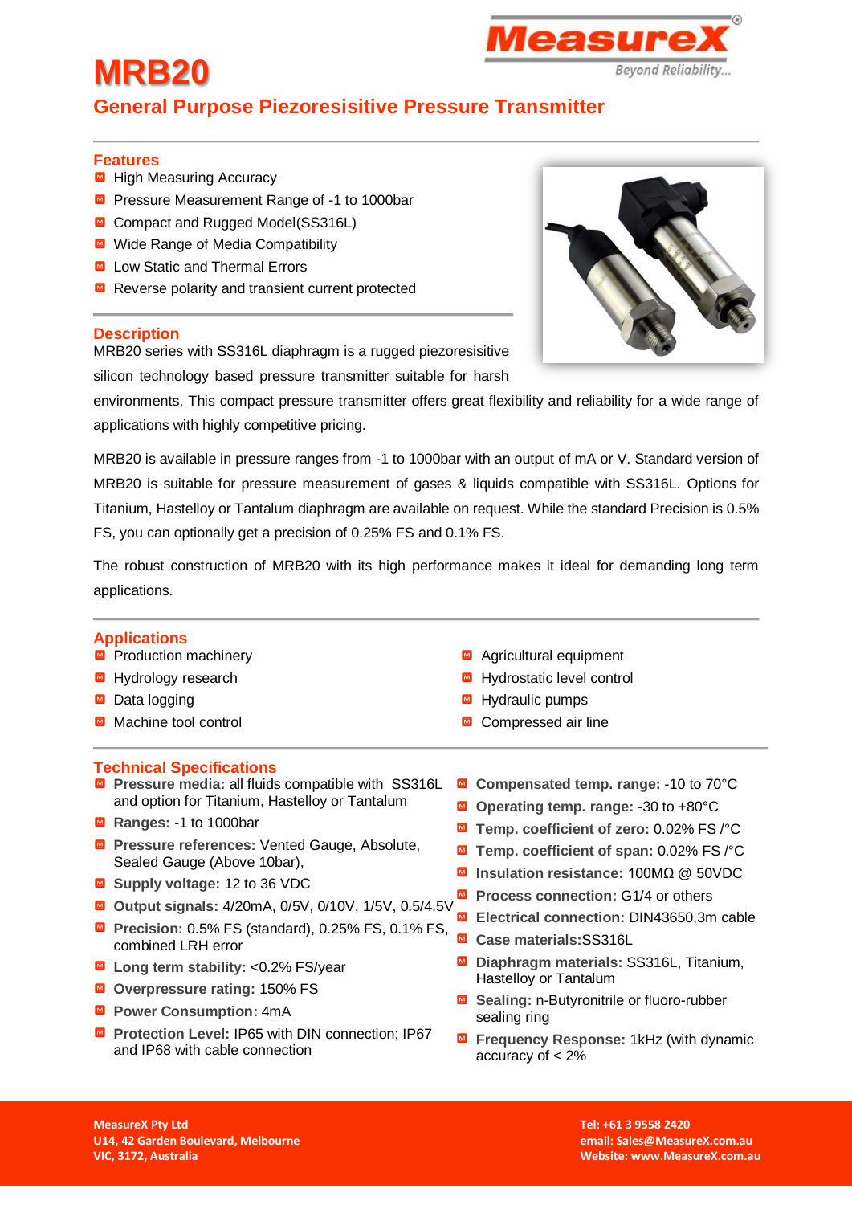# MRB20

## General Purpose Piezoresisitive Pressure Transmitter

### Features

- High Measuring Accuracy
- Pressure Measurement Range of -1 to 1000bar
- Compact and Rugged Model(SS316L)
- Wide Range of Media Compatibility
- Low Static and Thermal Errors
- Reverse polarity and transient current protected

### Description

MRB20 series with SS316L diaphragm is a rugged piezoresisitive silicon technology based pressure transmitter suitable for harsh environments. This compact pressure transmitter offers great flexibility and reliability for a wide range of applications with highly competitive pricing.

MRB20 is available in pressure ranges from -1 to 1000bar with an output of mA or V. Standard version of MRB20 is suitable for pressure measurement of gases & liquids compatible with SS316L. Options for Titanium, Hastelloy or Tantalum diaphragm are available on request. While the standard Precision is 0.5% FS, you can optionally get a precision of 0.25% FS and 0.1% FS.

The robust construction of MRB20 with its high performance makes it ideal for demanding long term applications.

### Applications

- Production machinery
- Hydrology research
- Data logging
- Machine tool control
- Agricultural equipment
- Hydrostatic level control
- Hydraulic pumps
- Compressed air line

### Technical Specifications

- **Pressure media:** all fluids compatible with SS316L and option for Titanium, Hastelloy or Tantalum
- **Ranges:** -1 to 1000bar
- **Pressure references:** Vented Gauge, Absolute, Sealed Gauge (Above 10bar),
- **Supply voltage:** 12 to 36 VDC
- **Output signals:** 4/20mA, 0/5V, 0/10V, 1/5V, 0.5/4.5V
- **Precision:** 0.5% FS (standard), 0.25% FS, 0.1% FS, combined LRH error
- **Long term stability:** <0.2% FS/year
- **Overpressure rating:** 150% FS
- **Power Consumption:** 4mA
- **Protection Level:** IP65 with DIN connection; IP67 and IP68 with cable connection
- **Compensated temp. range:** -10 to 70°C
- **Operating temp. range:** -30 to +80°C
- **Temp. coefficient of zero:** 0.02% FS /°C
- **Temp. coefficient of span:** 0.02% FS /°C
- **Insulation resistance:** 100MΩ @ 50VDC
- **Process connection:** G1/4 or others
- **Electrical connection:** DIN43650,3m cable
- **Case materials:**SS316L
- **Diaphragm materials:** SS316L, Titanium, Hastelloy or Tantalum
- **Sealing:** n-Butyronitrile or fluoro-rubber sealing ring
- **Frequency Response:** 1kHz (with dynamic accuracy of < 2%

MeasureX Pty Ltd
U14, 42 Garden Boulevard, Melbourne
VIC, 3172, Australia

Tel: +61 3 9558 2420
email: Sales@MeasureX.com.au
Website: www.MeasureX.com.au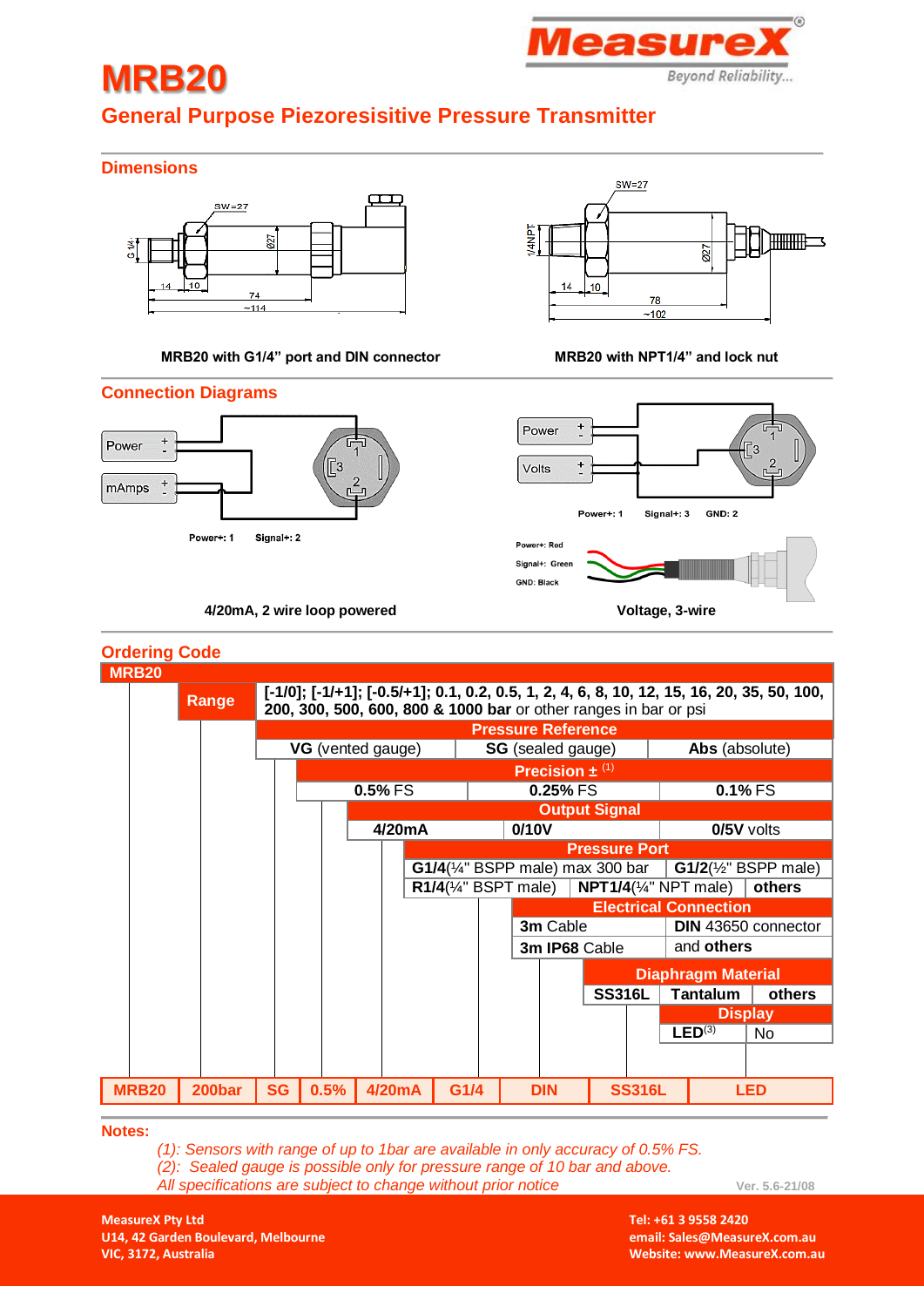# MRB20

## General Purpose Piezoresisitive Pressure Transmitter

### Dimensions

SW=27

G 1/4

Ø27

14 10

74

~114

MRB20 with G1/4" port and DIN connector

SW=27

1/4NPT

Ø27

14 10

78

~102

MRB20 with NPT1/4" and lock nut

### Connection Diagrams

Power + -

mAmps + -

Power+: 1 Signal+: 2

4/20mA, 2 wire loop powered

Power + -

Volts + -

Power+: 1 Signal+: 3 GND: 2

Power+: Red

Signal+: Green

GND: Black

Voltage, 3-wire

### Ordering Code

**MRB20**

**Range**: [-1/0]; [-1/+1]; [-0.5/+1]; 0.1, 0.2, 0.5, 1, 2, 4, 6, 8, 10, 12, 15, 16, 20, 35, 50, 100, 200, 300, 500, 600, 800 & 1000 bar or other ranges in bar or psi

**Pressure Reference**

| | | |
|---|---|---|
| **VG** (vented gauge) | **SG** (sealed gauge) | **Abs** (absolute) |

**Precision ±** [(1)]

| | | |
|---|---|---|
| **0.5%** FS | **0.25%** FS | **0.1%** FS |

**Output Signal**

| | | |
|---|---|---|
| **4/20mA** | **0/10V** | **0/5V** volts |

**Pressure Port**

| | | |
|---|---|---|
| **G1/4**(¼" BSPP male) max 300 bar | **G1/2**(½" BSPP male) | |
| **R1/4**(¼" BSPT male) | **NPT1/4**(¼" NPT male) | **others** |

**Electrical Connection**

| | |
|---|---|
| **3m** Cable | **DIN** 43650 connector |
| **3m IP68** Cable | and **others** |

**Diaphragm Material**

| | | |
|---|---|---|
| **SS316L** | **Tantalum** | **others** |

**Display**

| | |
|---|---|
| **LED**[(3)] | No |

Example:

| | | | | | | | | |
|---|---|---|---|---|---|---|---|---|
| MRB20 | 200bar | SG | 0.5% | 4/20mA | G1/4 | DIN | SS316L | LED |

**Notes:**

*(1): Sensors with range of up to 1bar are available in only accuracy of 0.5% FS.*

*(2): Sealed gauge is possible only for pressure range of 10 bar and above.*

*All specifications are subject to change without prior notice*

Ver. 5.6-21/08

**MeasureX Pty Ltd**
**U14, 42 Garden Boulevard, Melbourne**
**VIC, 3172, Australia**

**Tel: +61 3 9558 2420**
**email: Sales@MeasureX.com.au**
**Website: www.MeasureX.com.au**